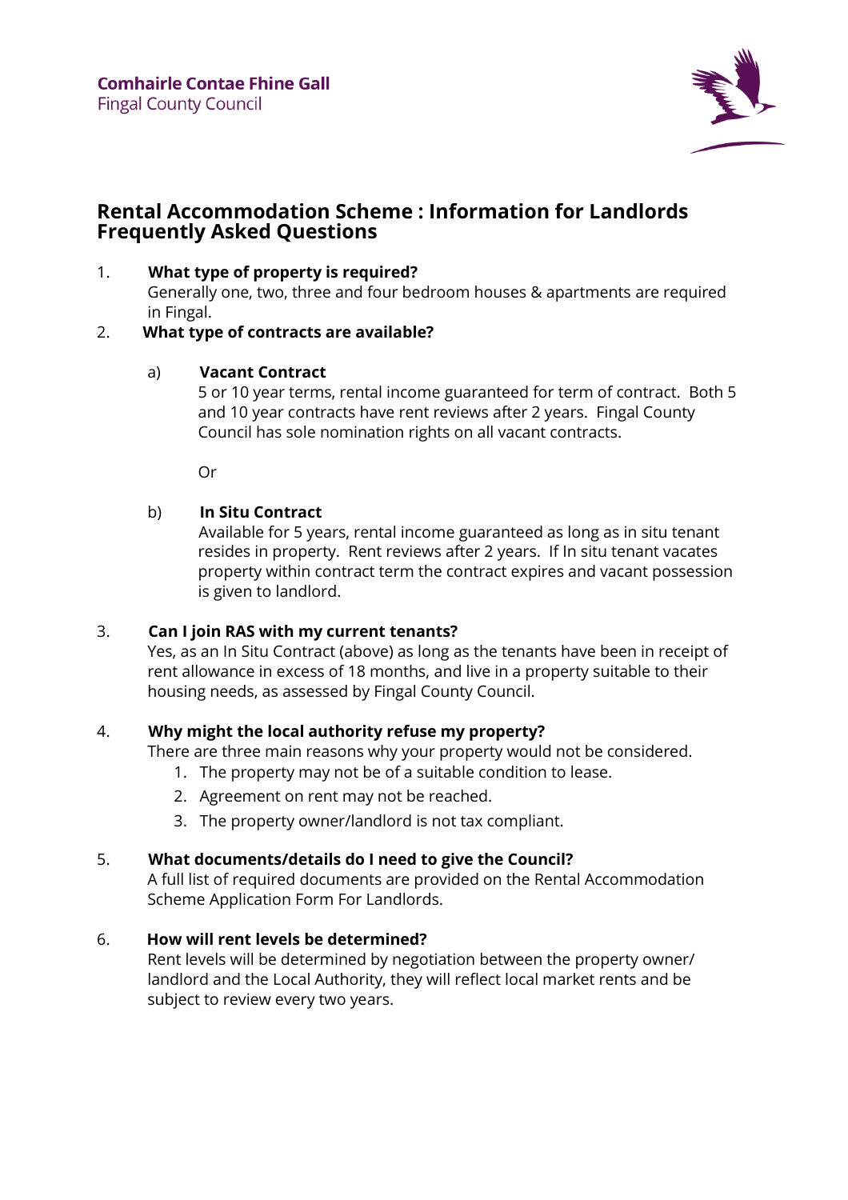Comhairle Contae Fhine Gall
Fingal County Council

# Rental Accommodation Scheme : Information for Landlords Frequently Asked Questions

1. **What type of property is required?**
   Generally one, two, three and four bedroom houses & apartments are required in Fingal.

2. **What type of contracts are available?**

   a) **Vacant Contract**
   5 or 10 year terms, rental income guaranteed for term of contract. Both 5 and 10 year contracts have rent reviews after 2 years. Fingal County Council has sole nomination rights on all vacant contracts.

   Or

   b) **In Situ Contract**
   Available for 5 years, rental income guaranteed as long as in situ tenant resides in property. Rent reviews after 2 years. If In situ tenant vacates property within contract term the contract expires and vacant possession is given to landlord.

3. **Can I join RAS with my current tenants?**
   Yes, as an In Situ Contract (above) as long as the tenants have been in receipt of rent allowance in excess of 18 months, and live in a property suitable to their housing needs, as assessed by Fingal County Council.

4. **Why might the local authority refuse my property?**
   There are three main reasons why your property would not be considered.
   1. The property may not be of a suitable condition to lease.
   2. Agreement on rent may not be reached.
   3. The property owner/landlord is not tax compliant.

5. **What documents/details do I need to give the Council?**
   A full list of required documents are provided on the Rental Accommodation Scheme Application Form For Landlords.

6. **How will rent levels be determined?**
   Rent levels will be determined by negotiation between the property owner/ landlord and the Local Authority, they will reflect local market rents and be subject to review every two years.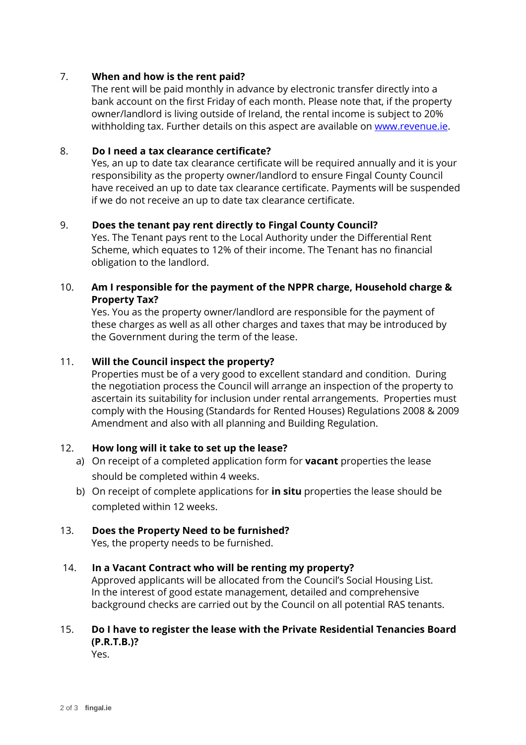7. **When and how is the rent paid?**
   The rent will be paid monthly in advance by electronic transfer directly into a bank account on the first Friday of each month. Please note that, if the property owner/landlord is living outside of Ireland, the rental income is subject to 20% withholding tax. Further details on this aspect are available on [www.revenue.ie](http://www.revenue.ie).

8. **Do I need a tax clearance certificate?**
   Yes, an up to date tax clearance certificate will be required annually and it is your responsibility as the property owner/landlord to ensure Fingal County Council have received an up to date tax clearance certificate. Payments will be suspended if we do not receive an up to date tax clearance certificate.

9. **Does the tenant pay rent directly to Fingal County Council?**
   Yes. The Tenant pays rent to the Local Authority under the Differential Rent Scheme, which equates to 12% of their income. The Tenant has no financial obligation to the landlord.

10. **Am I responsible for the payment of the NPPR charge, Household charge & Property Tax?**
    Yes. You as the property owner/landlord are responsible for the payment of these charges as well as all other charges and taxes that may be introduced by the Government during the term of the lease.

11. **Will the Council inspect the property?**
    Properties must be of a very good to excellent standard and condition. During the negotiation process the Council will arrange an inspection of the property to ascertain its suitability for inclusion under rental arrangements. Properties must comply with the Housing (Standards for Rented Houses) Regulations 2008 & 2009 Amendment and also with all planning and Building Regulation.

12. **How long will it take to set up the lease?**
    a) On receipt of a completed application form for **vacant** properties the lease should be completed within 4 weeks.
    b) On receipt of complete applications for **in situ** properties the lease should be completed within 12 weeks.

13. **Does the Property Need to be furnished?**
    Yes, the property needs to be furnished.

14. **In a Vacant Contract who will be renting my property?**
    Approved applicants will be allocated from the Council's Social Housing List. In the interest of good estate management, detailed and comprehensive background checks are carried out by the Council on all potential RAS tenants.

15. **Do I have to register the lease with the Private Residential Tenancies Board (P.R.T.B.)?**
    Yes.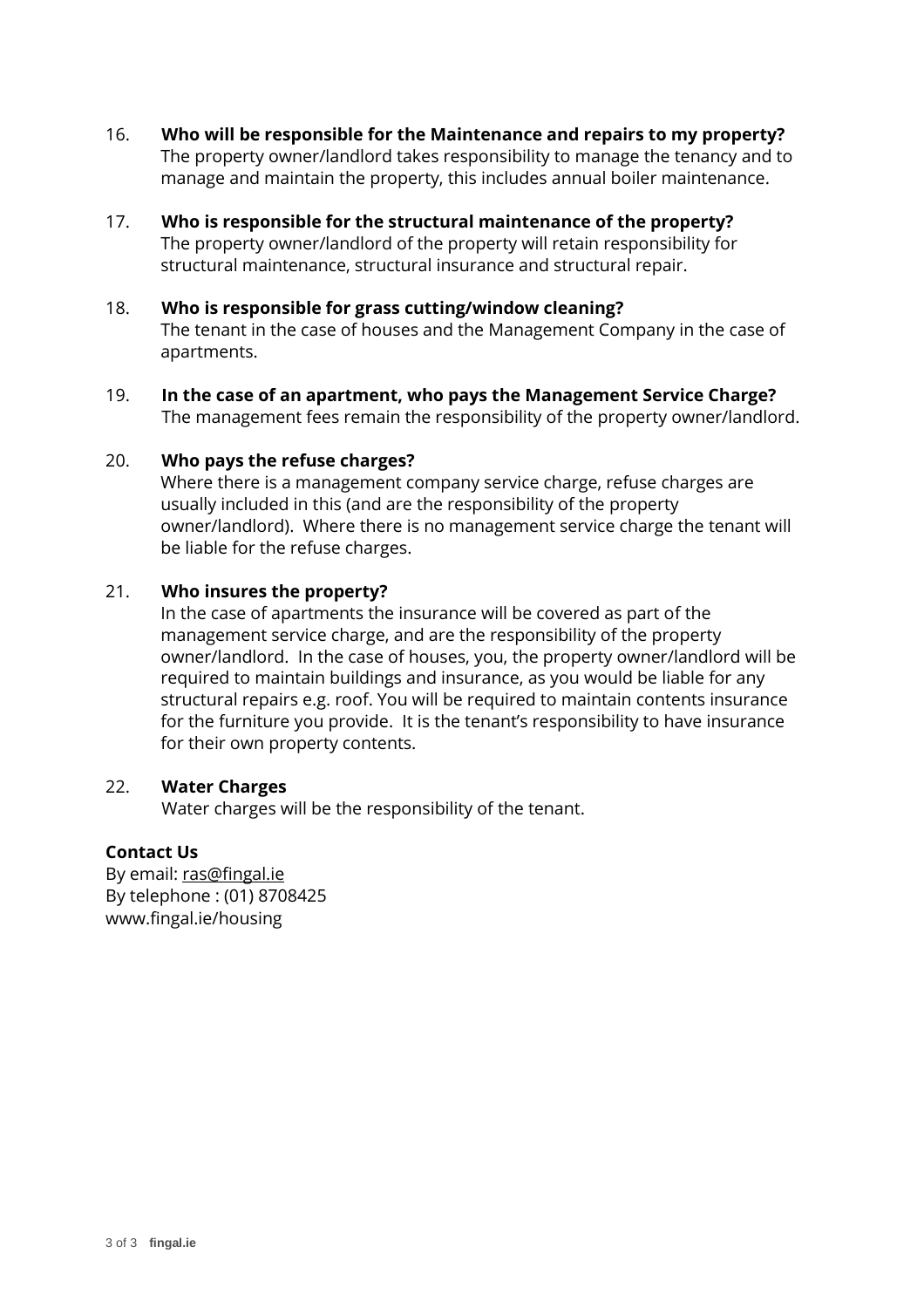16. **Who will be responsible for the Maintenance and repairs to my property?**
    The property owner/landlord takes responsibility to manage the tenancy and to manage and maintain the property, this includes annual boiler maintenance.

17. **Who is responsible for the structural maintenance of the property?**
    The property owner/landlord of the property will retain responsibility for structural maintenance, structural insurance and structural repair.

18. **Who is responsible for grass cutting/window cleaning?**
    The tenant in the case of houses and the Management Company in the case of apartments.

19. **In the case of an apartment, who pays the Management Service Charge?**
    The management fees remain the responsibility of the property owner/landlord.

20. **Who pays the refuse charges?**
    Where there is a management company service charge, refuse charges are usually included in this (and are the responsibility of the property owner/landlord). Where there is no management service charge the tenant will be liable for the refuse charges.

21. **Who insures the property?**
    In the case of apartments the insurance will be covered as part of the management service charge, and are the responsibility of the property owner/landlord. In the case of houses, you, the property owner/landlord will be required to maintain buildings and insurance, as you would be liable for any structural repairs e.g. roof. You will be required to maintain contents insurance for the furniture you provide. It is the tenant's responsibility to have insurance for their own property contents.

22. **Water Charges**
    Water charges will be the responsibility of the tenant.

**Contact Us**

By email: ras@fingal.ie
By telephone : (01) 8708425
www.fingal.ie/housing